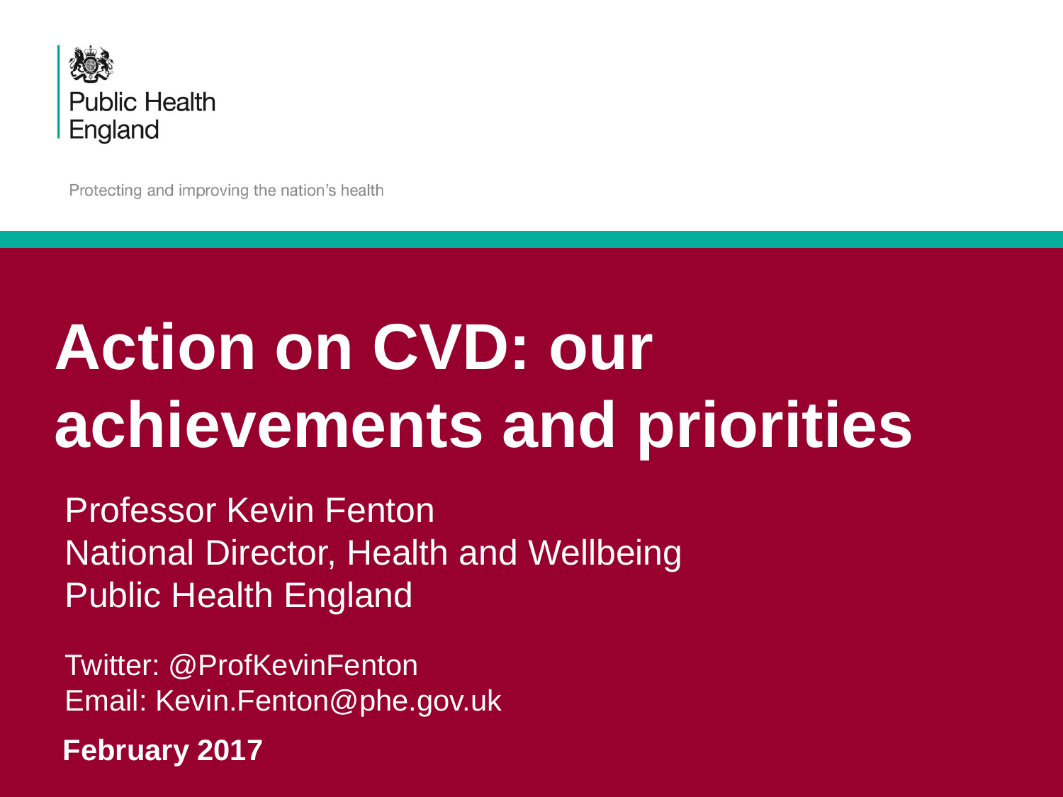Public Health England

Protecting and improving the nation's health

# Action on CVD: our achievements and priorities

Professor Kevin Fenton
National Director, Health and Wellbeing
Public Health England

Twitter: @ProfKevinFenton
Email: Kevin.Fenton@phe.gov.uk

**February 2017**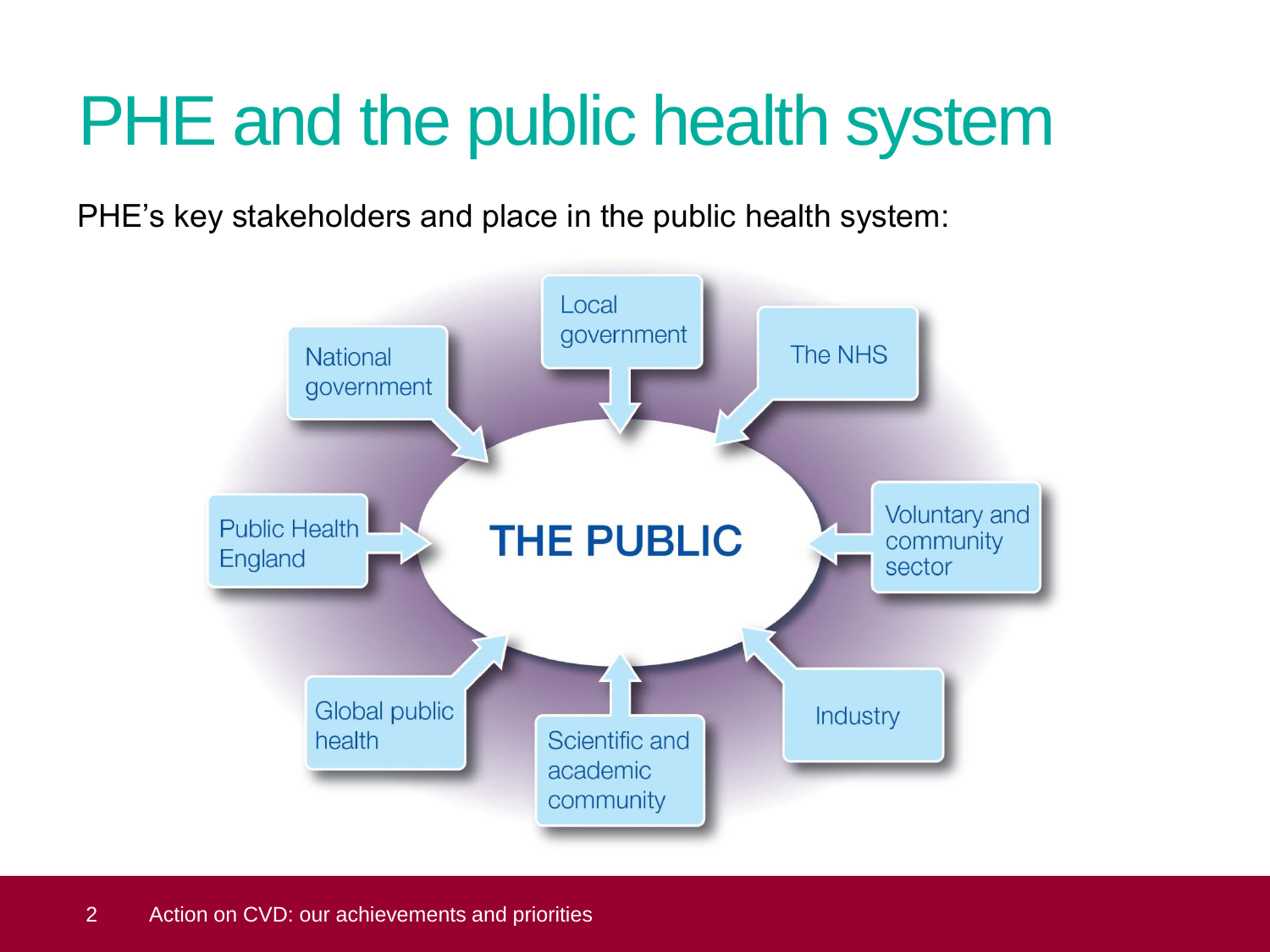# PHE and the public health system

PHE's key stakeholders and place in the public health system:

- National government
- Local government
- The NHS
- Public Health England
- THE PUBLIC
- Voluntary and community sector
- Global public health
- Scientific and academic community
- Industry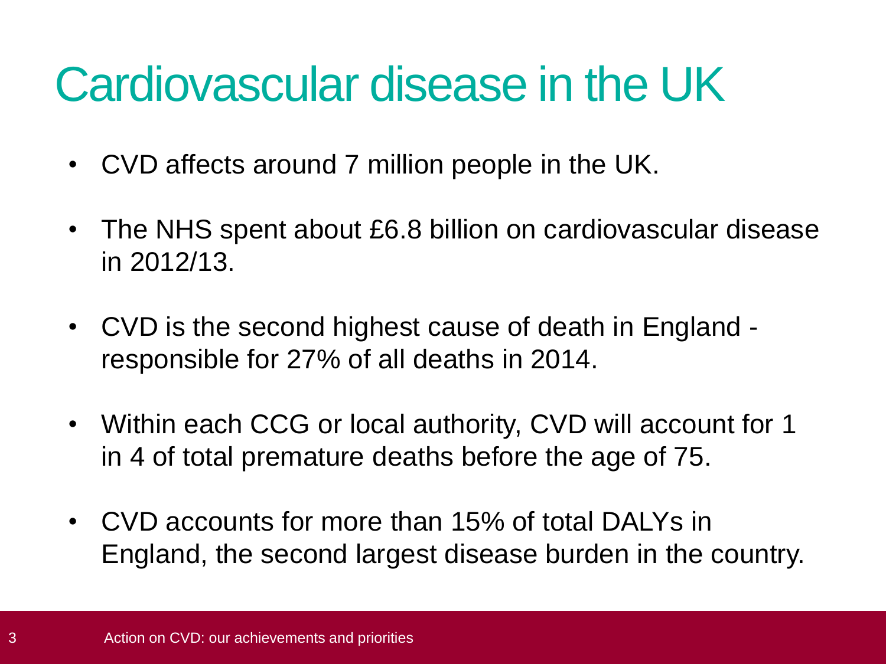# Cardiovascular disease in the UK

- CVD affects around 7 million people in the UK.
- The NHS spent about £6.8 billion on cardiovascular disease in 2012/13.
- CVD is the second highest cause of death in England - responsible for 27% of all deaths in 2014.
- Within each CCG or local authority, CVD will account for 1 in 4 of total premature deaths before the age of 75.
- CVD accounts for more than 15% of total DALYs in England, the second largest disease burden in the country.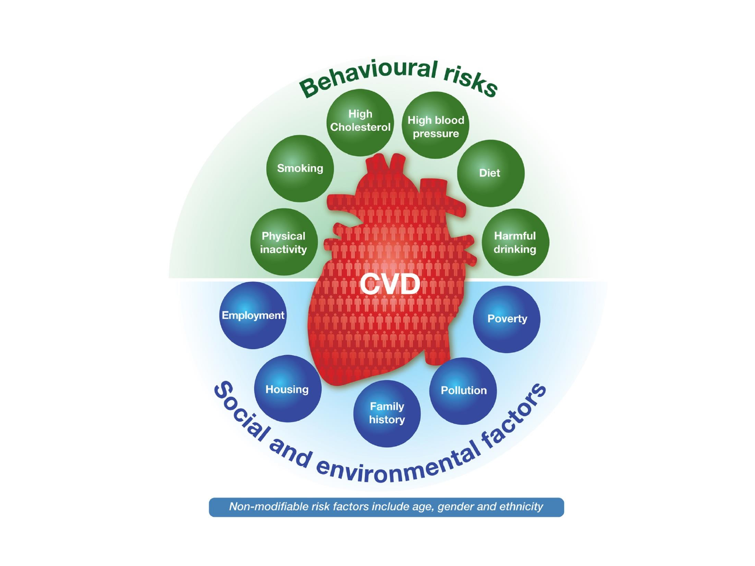# Behavioural risks

- High Cholesterol
- High blood pressure
- Smoking
- Diet
- Physical inactivity
- Harmful drinking

**CVD**

# Social and environmental factors

- Employment
- Poverty
- Housing
- Pollution
- Family history

*Non-modifiable risk factors include age, gender and ethnicity*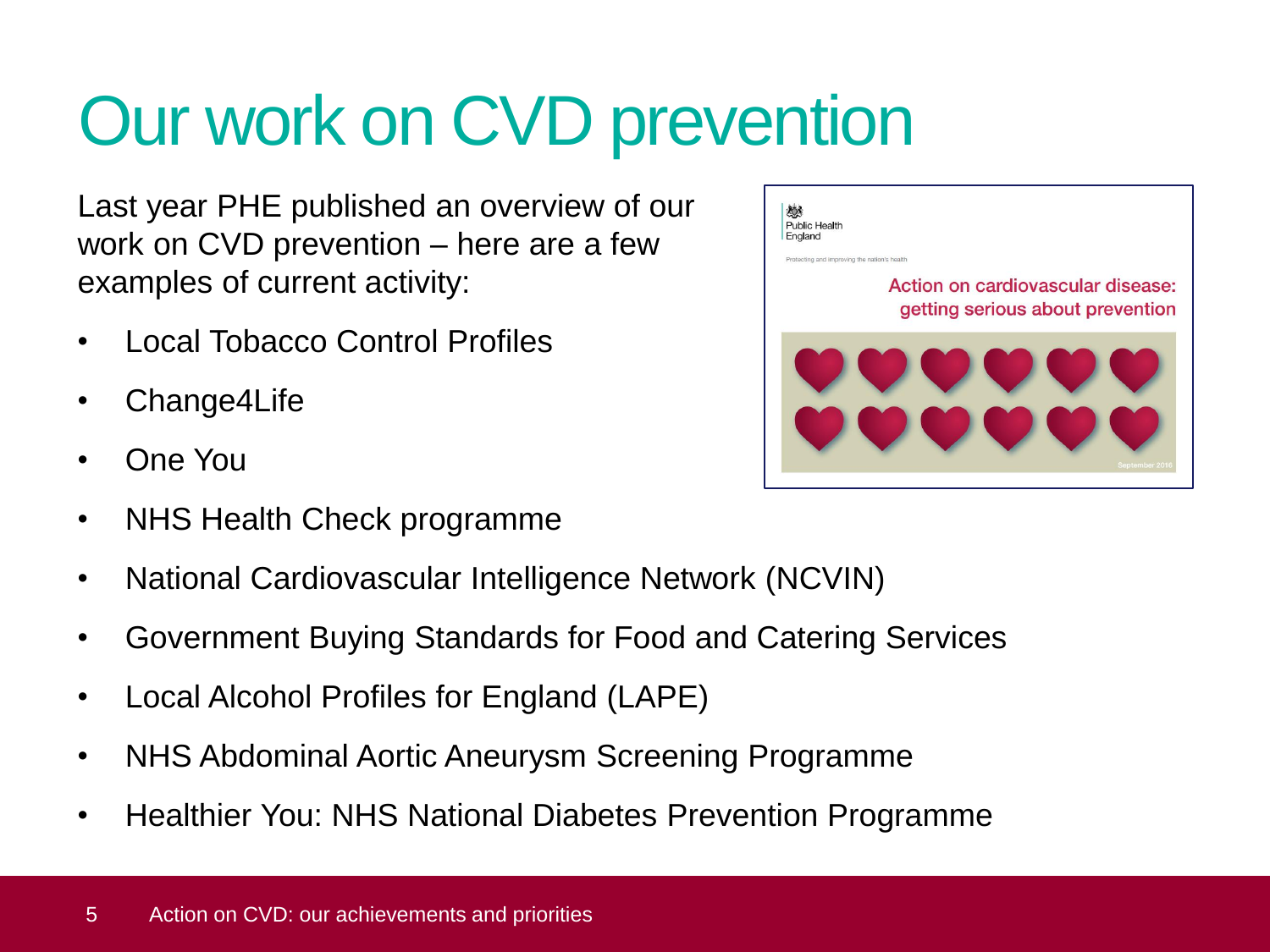# Our work on CVD prevention

Last year PHE published an overview of our work on CVD prevention – here are a few examples of current activity:

- Local Tobacco Control Profiles
- Change4Life
- One You
- NHS Health Check programme
- National Cardiovascular Intelligence Network (NCVIN)
- Government Buying Standards for Food and Catering Services
- Local Alcohol Profiles for England (LAPE)
- NHS Abdominal Aortic Aneurysm Screening Programme
- Healthier You: NHS National Diabetes Prevention Programme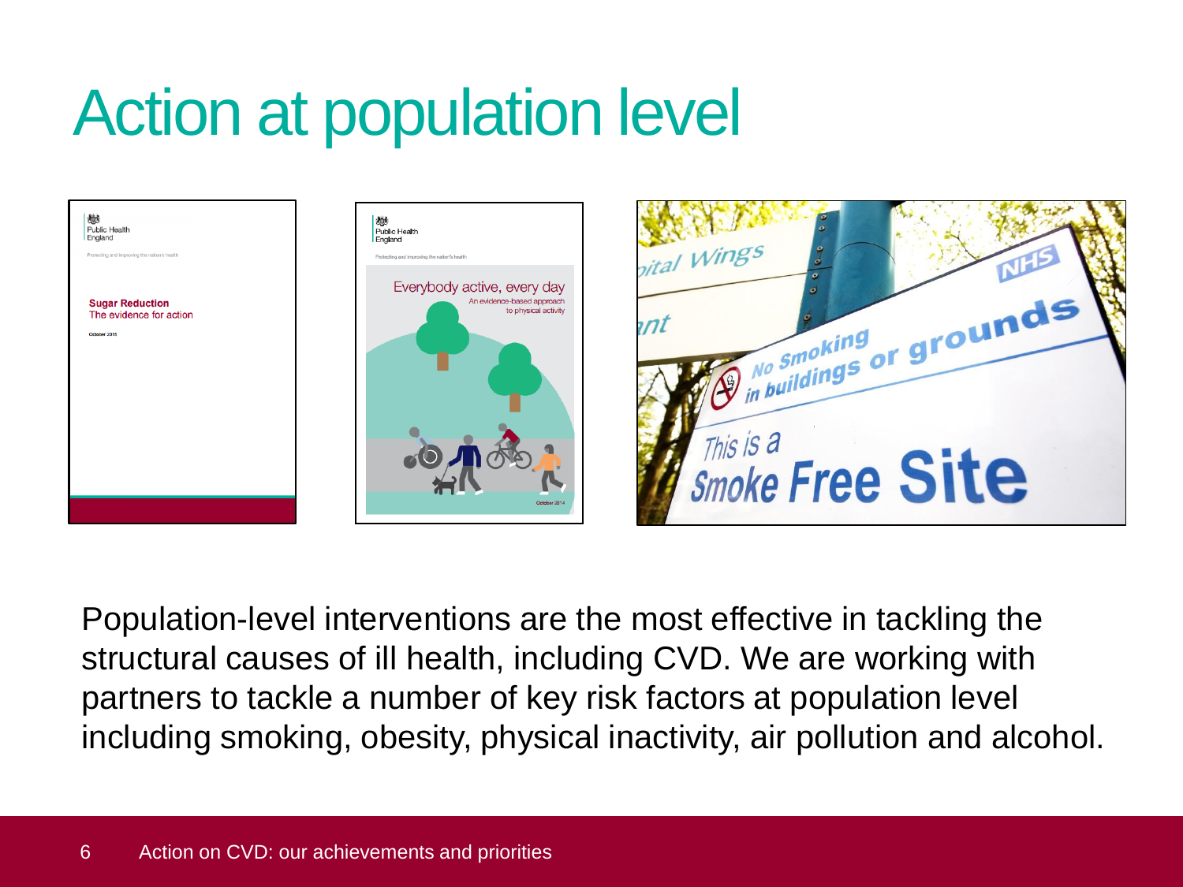# Action at population level

Population-level interventions are the most effective in tackling the structural causes of ill health, including CVD. We are working with partners to tackle a number of key risk factors at population level including smoking, obesity, physical inactivity, air pollution and alcohol.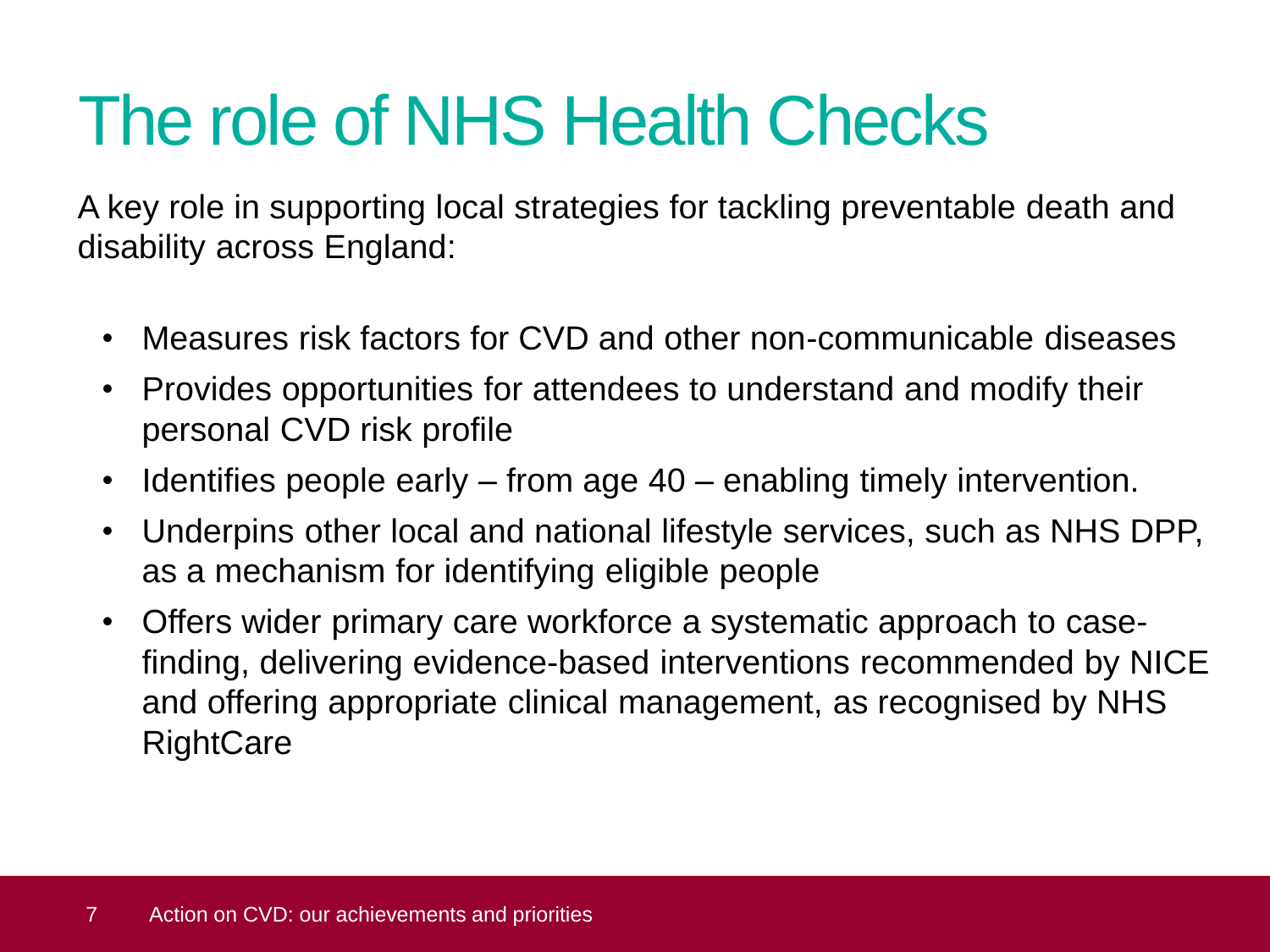# The role of NHS Health Checks

A key role in supporting local strategies for tackling preventable death and disability across England:

- Measures risk factors for CVD and other non-communicable diseases
- Provides opportunities for attendees to understand and modify their personal CVD risk profile
- Identifies people early – from age 40 – enabling timely intervention.
- Underpins other local and national lifestyle services, such as NHS DPP, as a mechanism for identifying eligible people
- Offers wider primary care workforce a systematic approach to case-finding, delivering evidence-based interventions recommended by NICE and offering appropriate clinical management, as recognised by NHS RightCare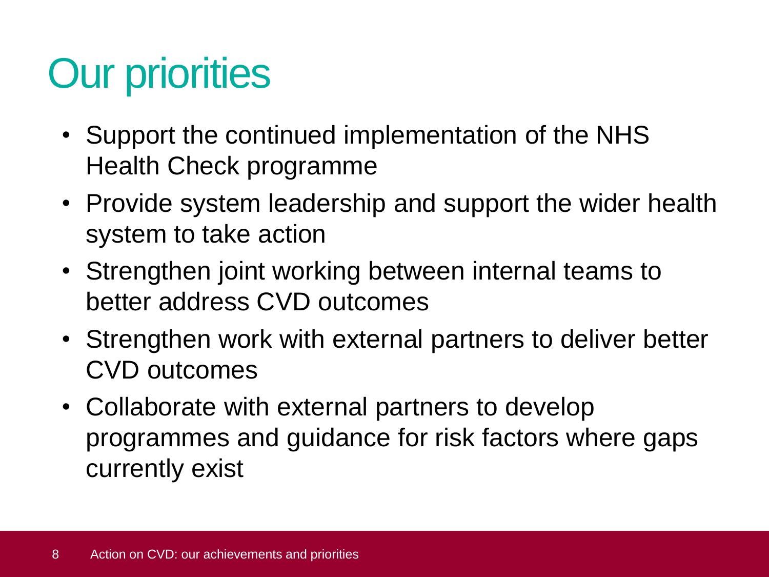# Our priorities

- Support the continued implementation of the NHS Health Check programme
- Provide system leadership and support the wider health system to take action
- Strengthen joint working between internal teams to better address CVD outcomes
- Strengthen work with external partners to deliver better CVD outcomes
- Collaborate with external partners to develop programmes and guidance for risk factors where gaps currently exist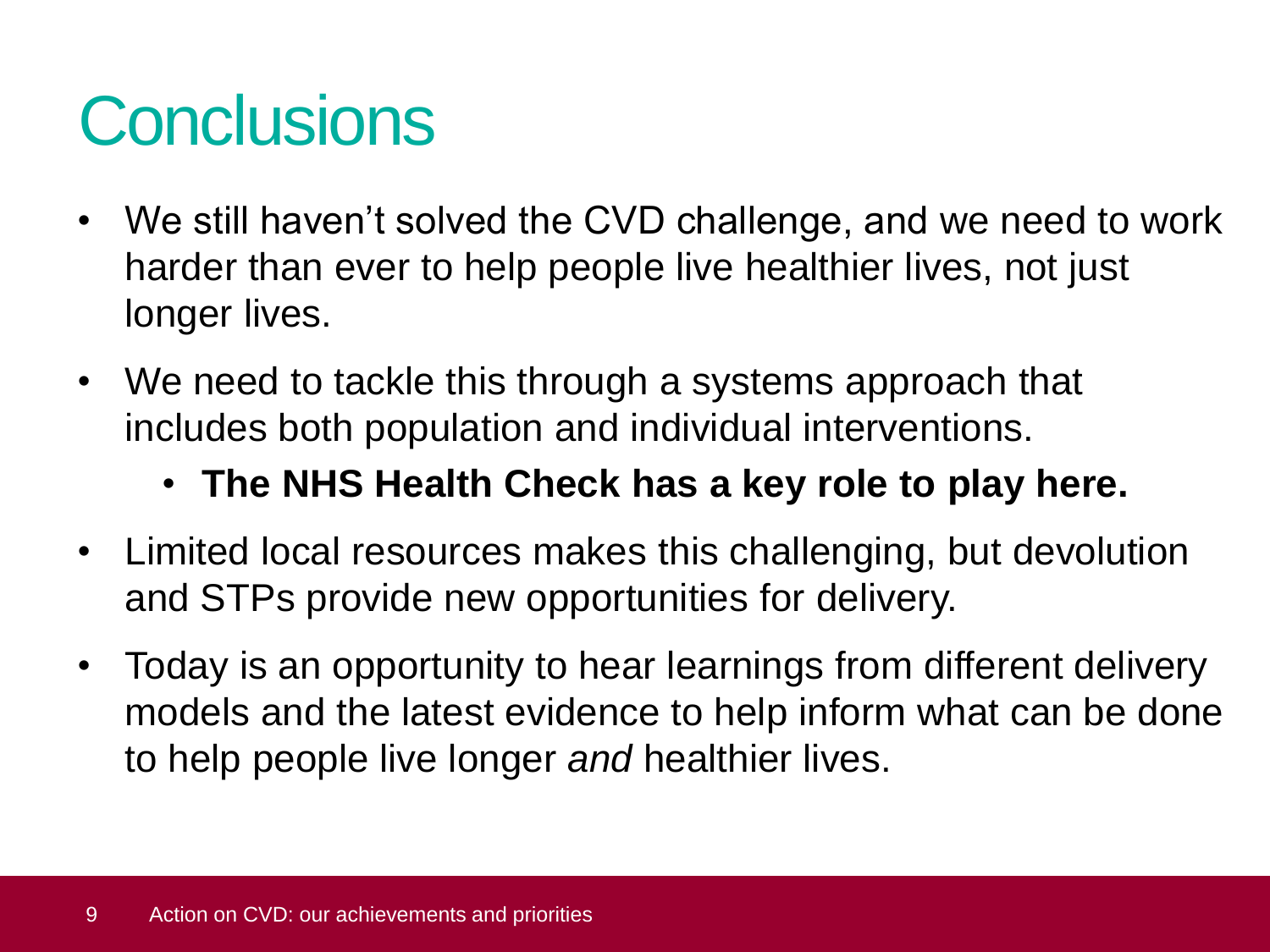# Conclusions

- We still haven't solved the CVD challenge, and we need to work harder than ever to help people live healthier lives, not just longer lives.
- We need to tackle this through a systems approach that includes both population and individual interventions.
  - **The NHS Health Check has a key role to play here.**
- Limited local resources makes this challenging, but devolution and STPs provide new opportunities for delivery.
- Today is an opportunity to hear learnings from different delivery models and the latest evidence to help inform what can be done to help people live longer *and* healthier lives.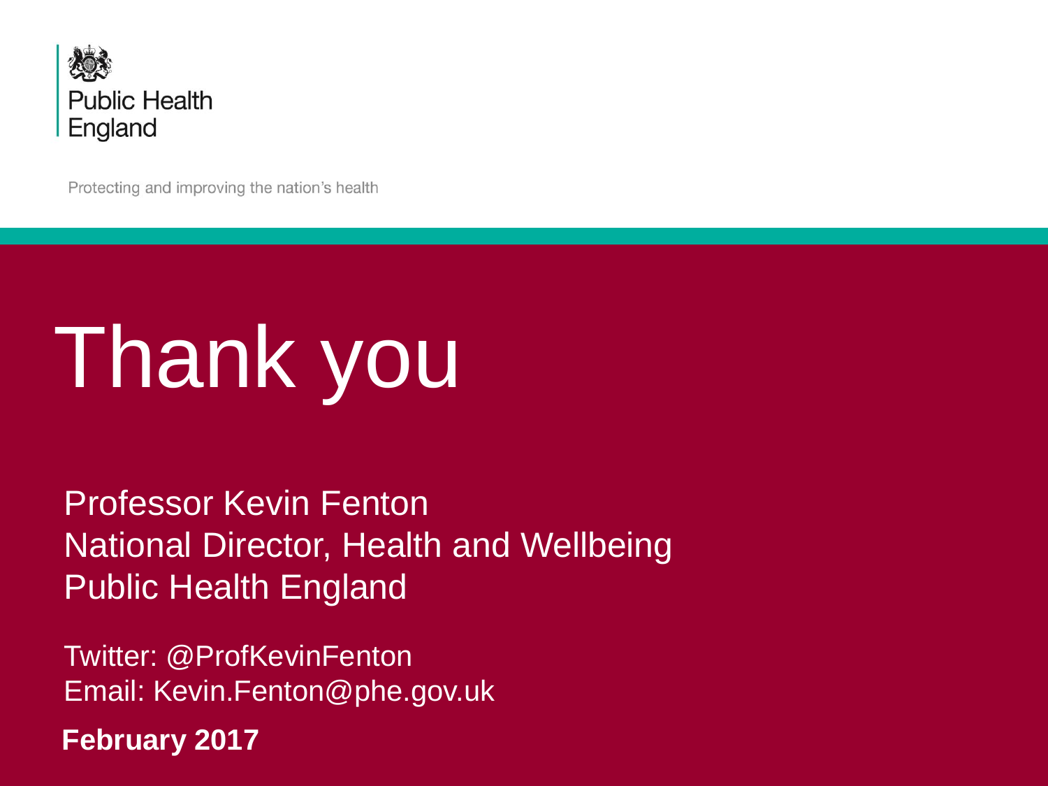Public Health England

Protecting and improving the nation's health

# Thank you

Professor Kevin Fenton
National Director, Health and Wellbeing
Public Health England

Twitter: @ProfKevinFenton
Email: Kevin.Fenton@phe.gov.uk

**February 2017**